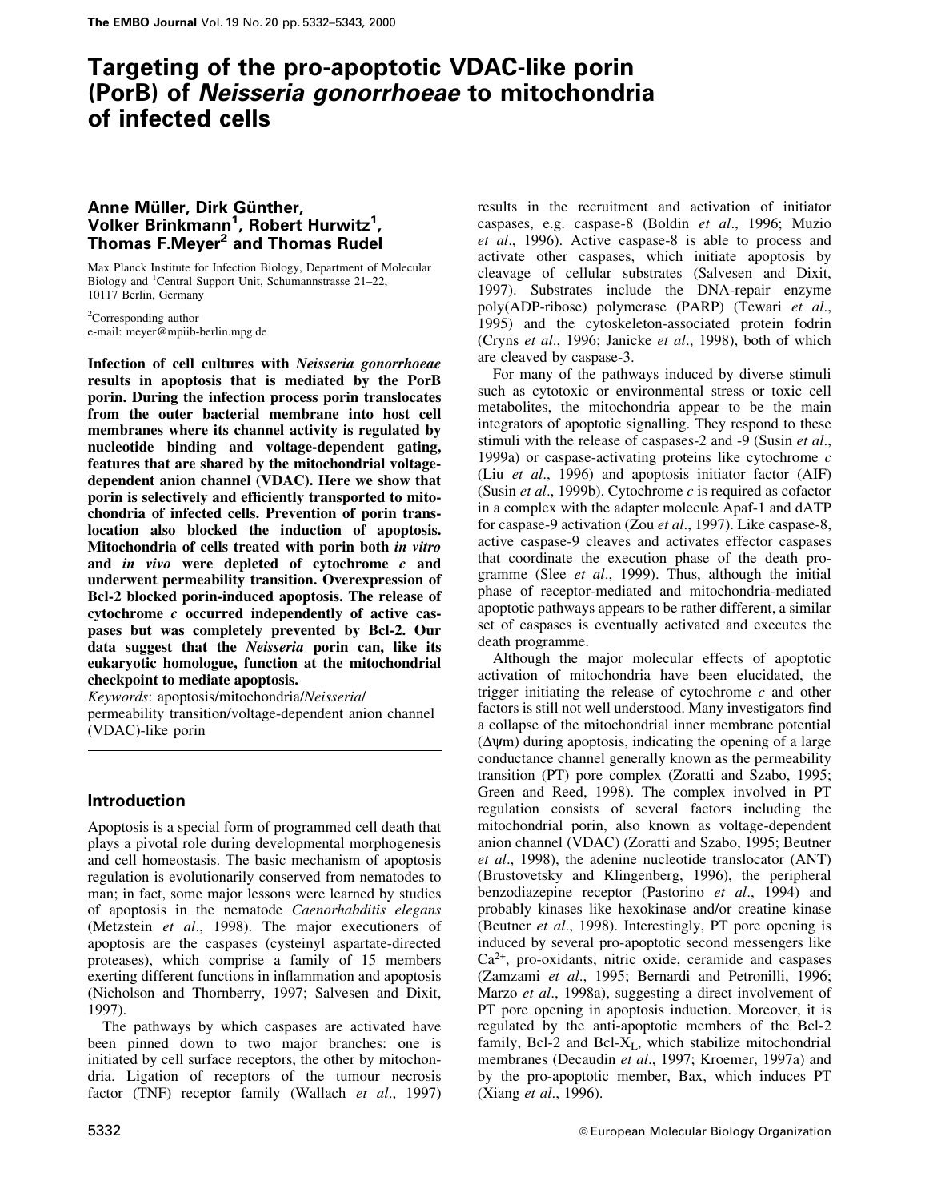# Targeting of the pro-apoptotic VDAC-like porin (PorB) of *Neisseria gonorrhoeae* to mitochondria of infected cells

**Anne Müller, Dirk Günther, Volker Brinkmann[1], Robert Hurwitz[1], Thomas F.Meyer[2] and Thomas Rudel**

Max Planck Institute for Infection Biology, Department of Molecular Biology and [1]Central Support Unit, Schumannstrasse 21–22, 10117 Berlin, Germany

[2]Corresponding author
e-mail: meyer@mpiib-berlin.mpg.de

**Infection of cell cultures with *Neisseria gonorrhoeae* results in apoptosis that is mediated by the PorB porin. During the infection process porin translocates from the outer bacterial membrane into host cell membranes where its channel activity is regulated by nucleotide binding and voltage-dependent gating, features that are shared by the mitochondrial voltage-dependent anion channel (VDAC). Here we show that porin is selectively and efficiently transported to mitochondria of infected cells. Prevention of porin translocation also blocked the induction of apoptosis. Mitochondria of cells treated with porin both *in vitro* and *in vivo* were depleted of cytochrome *c* and underwent permeability transition. Overexpression of Bcl-2 blocked porin-induced apoptosis. The release of cytochrome *c* occurred independently of active caspases but was completely prevented by Bcl-2. Our data suggest that the *Neisseria* porin can, like its eukaryotic homologue, function at the mitochondrial checkpoint to mediate apoptosis.**

*Keywords*: apoptosis/mitochondria/*Neisseria*/permeability transition/voltage-dependent anion channel (VDAC)-like porin

## Introduction

Apoptosis is a special form of programmed cell death that plays a pivotal role during developmental morphogenesis and cell homeostasis. The basic mechanism of apoptosis regulation is evolutionarily conserved from nematodes to man; in fact, some major lessons were learned by studies of apoptosis in the nematode *Caenorhabditis elegans* (Metzstein *et al*., 1998). The major executioners of apoptosis are the caspases (cysteinyl aspartate-directed proteases), which comprise a family of 15 members exerting different functions in inflammation and apoptosis (Nicholson and Thornberry, 1997; Salvesen and Dixit, 1997).

The pathways by which caspases are activated have been pinned down to two major branches: one is initiated by cell surface receptors, the other by mitochondria. Ligation of receptors of the tumour necrosis factor (TNF) receptor family (Wallach *et al*., 1997) results in the recruitment and activation of initiator caspases, e.g. caspase-8 (Boldin *et al*., 1996; Muzio *et al*., 1996). Active caspase-8 is able to process and activate other caspases, which initiate apoptosis by cleavage of cellular substrates (Salvesen and Dixit, 1997). Substrates include the DNA-repair enzyme poly(ADP-ribose) polymerase (PARP) (Tewari *et al*., 1995) and the cytoskeleton-associated protein fodrin (Cryns *et al*., 1996; Janicke *et al*., 1998), both of which are cleaved by caspase-3.

For many of the pathways induced by diverse stimuli such as cytotoxic or environmental stress or toxic cell metabolites, the mitochondria appear to be the main integrators of apoptotic signalling. They respond to these stimuli with the release of caspases-2 and -9 (Susin *et al*., 1999a) or caspase-activating proteins like cytochrome *c* (Liu *et al*., 1996) and apoptosis initiator factor (AIF) (Susin *et al*., 1999b). Cytochrome *c* is required as cofactor in a complex with the adapter molecule Apaf-1 and dATP for caspase-9 activation (Zou *et al*., 1997). Like caspase-8, active caspase-9 cleaves and activates effector caspases that coordinate the execution phase of the death programme (Slee *et al*., 1999). Thus, although the initial phase of receptor-mediated and mitochondria-mediated apoptotic pathways appears to be rather different, a similar set of caspases is eventually activated and executes the death programme.

Although the major molecular effects of apoptotic activation of mitochondria have been elucidated, the trigger initiating the release of cytochrome *c* and other factors is still not well understood. Many investigators find a collapse of the mitochondrial inner membrane potential ($\Delta\psi$m) during apoptosis, indicating the opening of a large conductance channel generally known as the permeability transition (PT) pore complex (Zoratti and Szabo, 1995; Green and Reed, 1998). The complex involved in PT regulation consists of several factors including the mitochondrial porin, also known as voltage-dependent anion channel (VDAC) (Zoratti and Szabo, 1995; Beutner *et al*., 1998), the adenine nucleotide translocator (ANT) (Brustovetsky and Klingenberg, 1996), the peripheral benzodiazepine receptor (Pastorino *et al*., 1994) and probably kinases like hexokinase and/or creatine kinase (Beutner *et al*., 1998). Interestingly, PT pore opening is induced by several pro-apoptotic second messengers like $Ca^{2+}$, pro-oxidants, nitric oxide, ceramide and caspases (Zamzami *et al*., 1995; Bernardi and Petronilli, 1996; Marzo *et al*., 1998a), suggesting a direct involvement of PT pore opening in apoptosis induction. Moreover, it is regulated by the anti-apoptotic members of the Bcl-2 family, Bcl-2 and Bcl-$X_L$, which stabilize mitochondrial membranes (Decaudin *et al*., 1997; Kroemer, 1997a) and by the pro-apoptotic member, Bax, which induces PT (Xiang *et al*., 1996).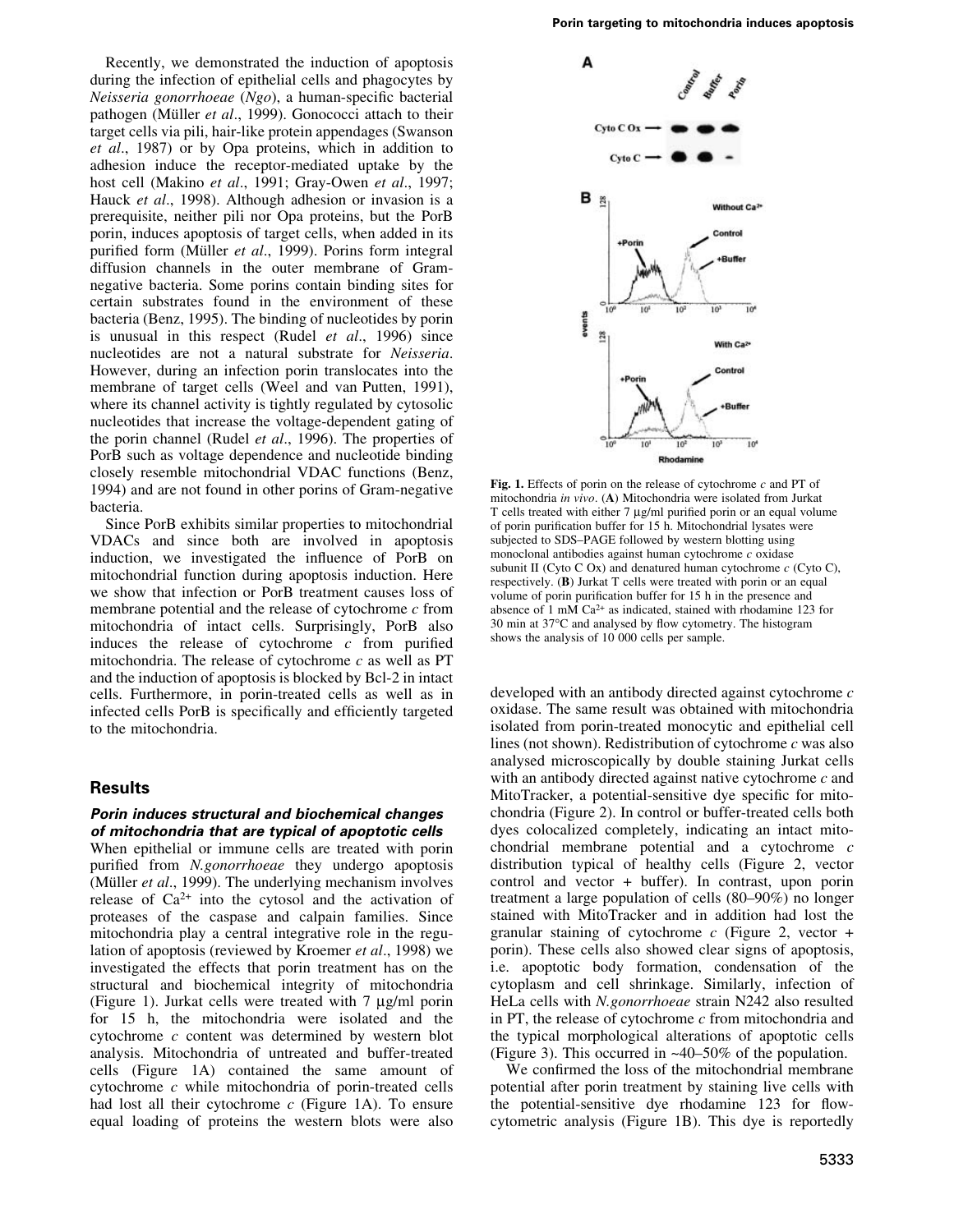Recently, we demonstrated the induction of apoptosis during the infection of epithelial cells and phagocytes by *Neisseria gonorrhoeae* (*Ngo*), a human-specific bacterial pathogen (Müller *et al*., 1999). Gonococci attach to their target cells via pili, hair-like protein appendages (Swanson *et al*., 1987) or by Opa proteins, which in addition to adhesion induce the receptor-mediated uptake by the host cell (Makino *et al*., 1991; Gray-Owen *et al*., 1997; Hauck *et al*., 1998). Although adhesion or invasion is a prerequisite, neither pili nor Opa proteins, but the PorB porin, induces apoptosis of target cells, when added in its purified form (Müller *et al*., 1999). Porins form integral diffusion channels in the outer membrane of Gram-negative bacteria. Some porins contain binding sites for certain substrates found in the environment of these bacteria (Benz, 1995). The binding of nucleotides by porin is unusual in this respect (Rudel *et al*., 1996) since nucleotides are not a natural substrate for *Neisseria*. However, during an infection porin translocates into the membrane of target cells (Weel and van Putten, 1991), where its channel activity is tightly regulated by cytosolic nucleotides that increase the voltage-dependent gating of the porin channel (Rudel *et al*., 1996). The properties of PorB such as voltage dependence and nucleotide binding closely resemble mitochondrial VDAC functions (Benz, 1994) and are not found in other porins of Gram-negative bacteria.

Since PorB exhibits similar properties to mitochondrial VDACs and since both are involved in apoptosis induction, we investigated the influence of PorB on mitochondrial function during apoptosis induction. Here we show that infection or PorB treatment causes loss of membrane potential and the release of cytochrome *c* from mitochondria of intact cells. Surprisingly, PorB also induces the release of cytochrome *c* from purified mitochondria. The release of cytochrome *c* as well as PT and the induction of apoptosis is blocked by Bcl-2 in intact cells. Furthermore, in porin-treated cells as well as in infected cells PorB is specifically and efficiently targeted to the mitochondria.

## Results

### *Porin induces structural and biochemical changes of mitochondria that are typical of apoptotic cells*

When epithelial or immune cells are treated with porin purified from *N.gonorrhoeae* they undergo apoptosis (Müller *et al*., 1999). The underlying mechanism involves release of $Ca^{2+}$ into the cytosol and the activation of proteases of the caspase and calpain families. Since mitochondria play a central integrative role in the regulation of apoptosis (reviewed by Kroemer *et al*., 1998) we investigated the effects that porin treatment has on the structural and biochemical integrity of mitochondria (Figure 1). Jurkat cells were treated with 7 µg/ml porin for 15 h, the mitochondria were isolated and the cytochrome *c* content was determined by western blot analysis. Mitochondria of untreated and buffer-treated cells (Figure 1A) contained the same amount of cytochrome *c* while mitochondria of porin-treated cells had lost all their cytochrome *c* (Figure 1A). To ensure equal loading of proteins the western blots were also developed with an antibody directed against cytochrome *c* oxidase. The same result was obtained with mitochondria isolated from porin-treated monocytic and epithelial cell lines (not shown). Redistribution of cytochrome *c* was also analysed microscopically by double staining Jurkat cells with an antibody directed against native cytochrome *c* and MitoTracker, a potential-sensitive dye specific for mitochondria (Figure 2). In control or buffer-treated cells both dyes colocalized completely, indicating an intact mitochondrial membrane potential and a cytochrome *c* distribution typical of healthy cells (Figure 2, vector control and vector + buffer). In contrast, upon porin treatment a large population of cells (80–90%) no longer stained with MitoTracker and in addition had lost the granular staining of cytochrome *c* (Figure 2, vector + porin). These cells also showed clear signs of apoptosis, i.e. apoptotic body formation, condensation of the cytoplasm and cell shrinkage. Similarly, infection of HeLa cells with *N.gonorrhoeae* strain N242 also resulted in PT, the release of cytochrome *c* from mitochondria and the typical morphological alterations of apoptotic cells (Figure 3). This occurred in ~40–50% of the population.

We confirmed the loss of the mitochondrial membrane potential after porin treatment by staining live cells with the potential-sensitive dye rhodamine 123 for flow-cytometric analysis (Figure 1B). This dye is reportedly

**Fig. 1.** Effects of porin on the release of cytochrome *c* and PT of mitochondria *in vivo*. (**A**) Mitochondria were isolated from Jurkat T cells treated with either 7 µg/ml purified porin or an equal volume of porin purification buffer for 15 h. Mitochondrial lysates were subjected to SDS–PAGE followed by western blotting using monoclonal antibodies against human cytochrome *c* oxidase subunit II (Cyto C Ox) and denatured human cytochrome *c* (Cyto C), respectively. (**B**) Jurkat T cells were treated with porin or an equal volume of porin purification buffer for 15 h in the presence and absence of 1 mM $Ca^{2+}$ as indicated, stained with rhodamine 123 for 30 min at 37°C and analysed by flow cytometry. The histogram shows the analysis of 10 000 cells per sample.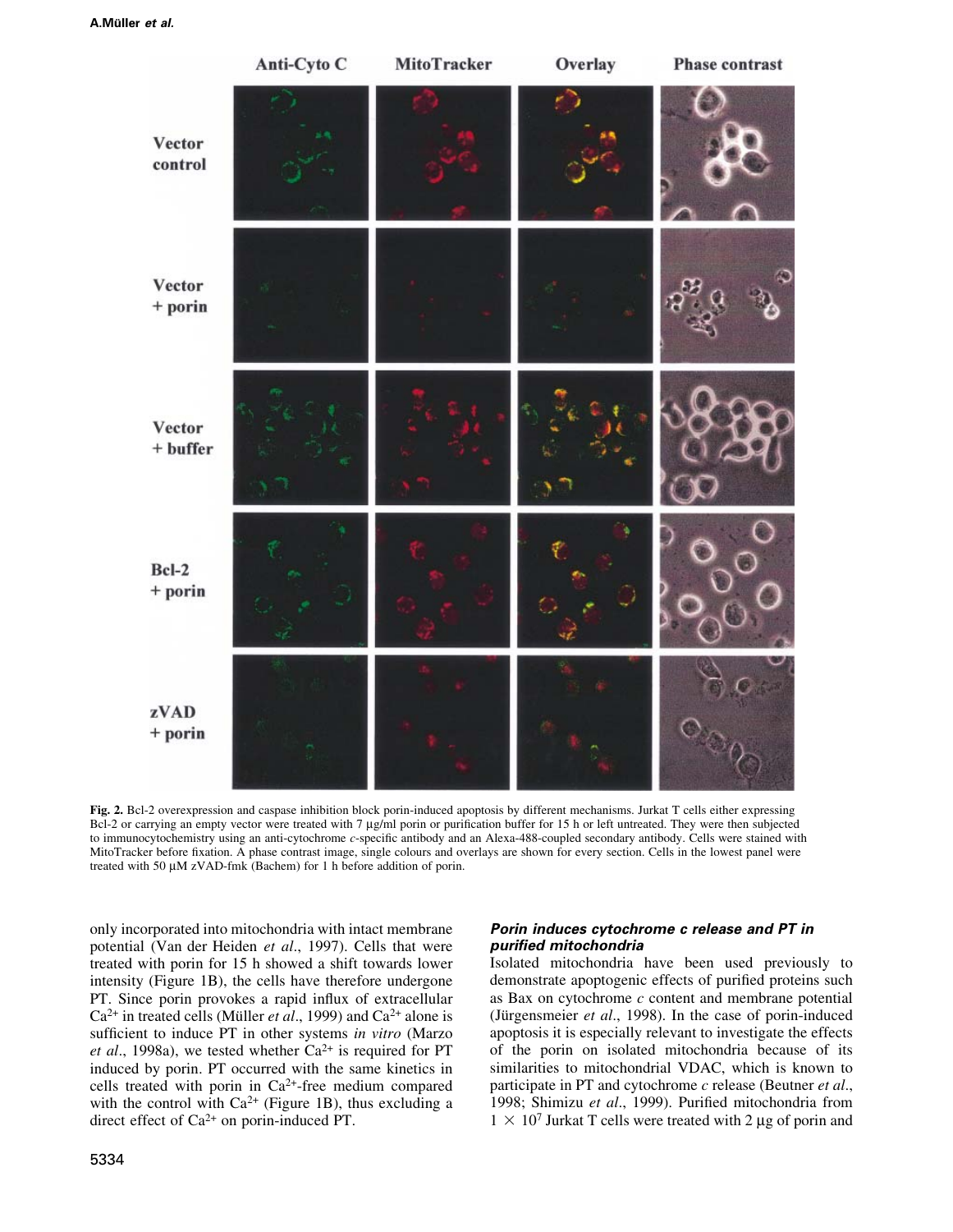Fig. 2. Bcl-2 overexpression and caspase inhibition block porin-induced apoptosis by different mechanisms. Jurkat T cells either expressing Bcl-2 or carrying an empty vector were treated with 7 μg/ml porin or purification buffer for 15 h or left untreated. They were then subjected to immunocytochemistry using an anti-cytochrome *c*-specific antibody and an Alexa-488-coupled secondary antibody. Cells were stained with MitoTracker before fixation. A phase contrast image, single colours and overlays are shown for every section. Cells in the lowest panel were treated with 50 μM zVAD-fmk (Bachem) for 1 h before addition of porin.

only incorporated into mitochondria with intact membrane potential (Van der Heiden *et al*., 1997). Cells that were treated with porin for 15 h showed a shift towards lower intensity (Figure 1B), the cells have therefore undergone PT. Since porin provokes a rapid influx of extracellular $Ca^{2+}$ in treated cells (Müller *et al*., 1999) and $Ca^{2+}$ alone is sufficient to induce PT in other systems *in vitro* (Marzo *et al*., 1998a), we tested whether $Ca^{2+}$ is required for PT induced by porin. PT occurred with the same kinetics in cells treated with porin in $Ca^{2+}$-free medium compared with the control with $Ca^{2+}$ (Figure 1B), thus excluding a direct effect of $Ca^{2+}$ on porin-induced PT.

### *Porin induces cytochrome c release and PT in purified mitochondria*

Isolated mitochondria have been used previously to demonstrate apoptogenic effects of purified proteins such as Bax on cytochrome *c* content and membrane potential (Jürgensmeier *et al*., 1998). In the case of porin-induced apoptosis it is especially relevant to investigate the effects of the porin on isolated mitochondria because of its similarities to mitochondrial VDAC, which is known to participate in PT and cytochrome *c* release (Beutner *et al*., 1998; Shimizu *et al*., 1999). Purified mitochondria from $1 \times 10^7$ Jurkat T cells were treated with 2 μg of porin and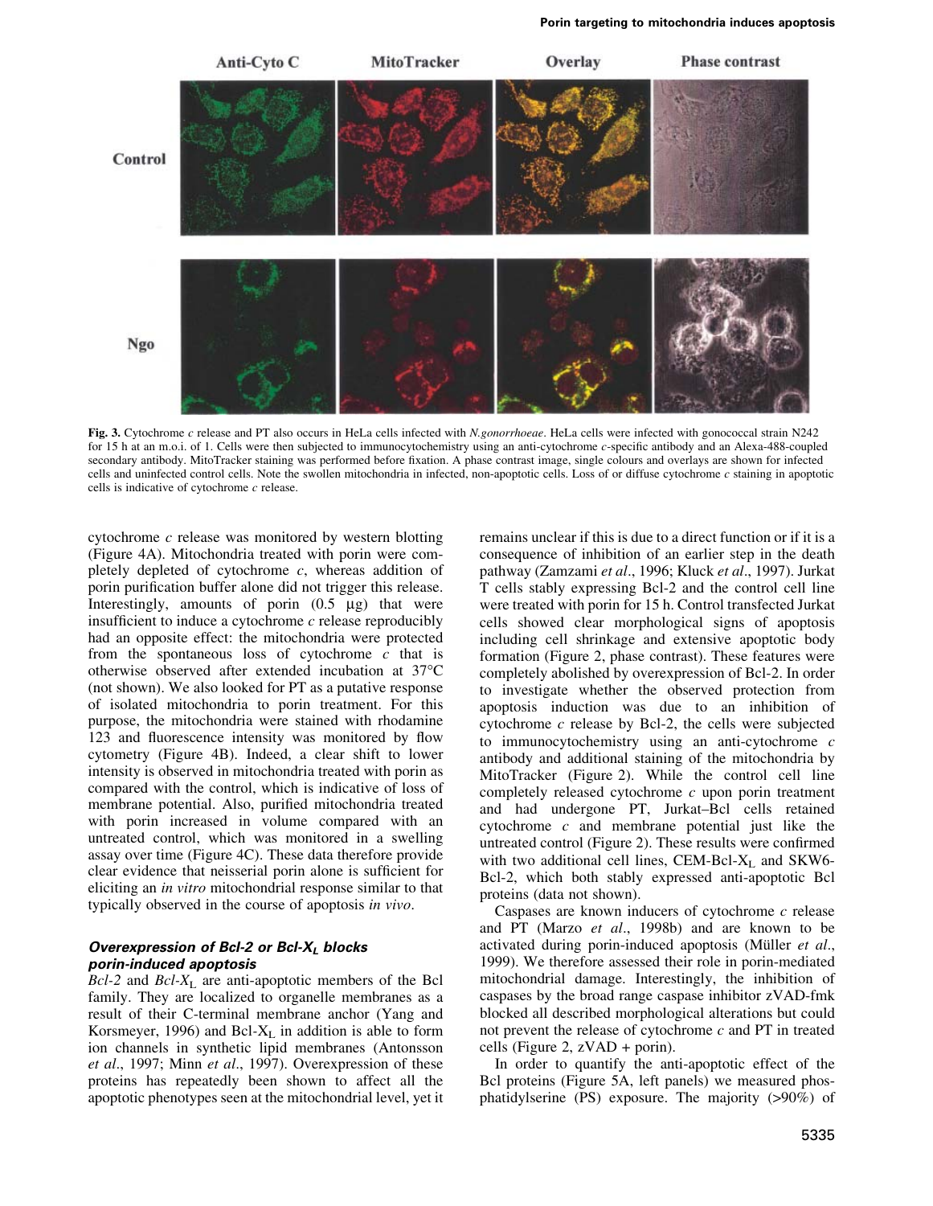**Fig. 3.** Cytochrome *c* release and PT also occurs in HeLa cells infected with *N.gonorrhoeae*. HeLa cells were infected with gonococcal strain N242 for 15 h at an m.o.i. of 1. Cells were then subjected to immunocytochemistry using an anti-cytochrome *c*-specific antibody and an Alexa-488-coupled secondary antibody. MitoTracker staining was performed before fixation. A phase contrast image, single colours and overlays are shown for infected cells and uninfected control cells. Note the swollen mitochondria in infected, non-apoptotic cells. Loss of or diffuse cytochrome *c* staining in apoptotic cells is indicative of cytochrome *c* release.

cytochrome *c* release was monitored by western blotting (Figure 4A). Mitochondria treated with porin were completely depleted of cytochrome *c*, whereas addition of porin purification buffer alone did not trigger this release. Interestingly, amounts of porin (0.5 µg) that were insufficient to induce a cytochrome *c* release reproducibly had an opposite effect: the mitochondria were protected from the spontaneous loss of cytochrome *c* that is otherwise observed after extended incubation at 37°C (not shown). We also looked for PT as a putative response of isolated mitochondria to porin treatment. For this purpose, the mitochondria were stained with rhodamine 123 and fluorescence intensity was monitored by flow cytometry (Figure 4B). Indeed, a clear shift to lower intensity is observed in mitochondria treated with porin as compared with the control, which is indicative of loss of membrane potential. Also, purified mitochondria treated with porin increased in volume compared with an untreated control, which was monitored in a swelling assay over time (Figure 4C). These data therefore provide clear evidence that neisserial porin alone is sufficient for eliciting an *in vitro* mitochondrial response similar to that typically observed in the course of apoptosis *in vivo*.

### *Overexpression of Bcl-2 or Bcl-$X_L$ blocks porin-induced apoptosis*

*Bcl-2* and *Bcl-$X_L$* are anti-apoptotic members of the Bcl family. They are localized to organelle membranes as a result of their C-terminal membrane anchor (Yang and Korsmeyer, 1996) and Bcl-$X_L$ in addition is able to form ion channels in synthetic lipid membranes (Antonsson *et al*., 1997; Minn *et al*., 1997). Overexpression of these proteins has repeatedly been shown to affect all the apoptotic phenotypes seen at the mitochondrial level, yet it remains unclear if this is due to a direct function or if it is a consequence of inhibition of an earlier step in the death pathway (Zamzami *et al*., 1996; Kluck *et al*., 1997). Jurkat T cells stably expressing Bcl-2 and the control cell line were treated with porin for 15 h. Control transfected Jurkat cells showed clear morphological signs of apoptosis including cell shrinkage and extensive apoptotic body formation (Figure 2, phase contrast). These features were completely abolished by overexpression of Bcl-2. In order to investigate whether the observed protection from apoptosis induction was due to an inhibition of cytochrome *c* release by Bcl-2, the cells were subjected to immunocytochemistry using an anti-cytochrome *c* antibody and additional staining of the mitochondria by MitoTracker (Figure 2). While the control cell line completely released cytochrome *c* upon porin treatment and had undergone PT, Jurkat–Bcl cells retained cytochrome *c* and membrane potential just like the untreated control (Figure 2). These results were confirmed with two additional cell lines, CEM-Bcl-$X_L$ and SKW6-Bcl-2, which both stably expressed anti-apoptotic Bcl proteins (data not shown).

Caspases are known inducers of cytochrome *c* release and PT (Marzo *et al*., 1998b) and are known to be activated during porin-induced apoptosis (Müller *et al*., 1999). We therefore assessed their role in porin-mediated mitochondrial damage. Interestingly, the inhibition of caspases by the broad range caspase inhibitor zVAD-fmk blocked all described morphological alterations but could not prevent the release of cytochrome *c* and PT in treated cells (Figure 2, zVAD + porin).

In order to quantify the anti-apoptotic effect of the Bcl proteins (Figure 5A, left panels) we measured phosphatidylserine (PS) exposure. The majority (>90%) of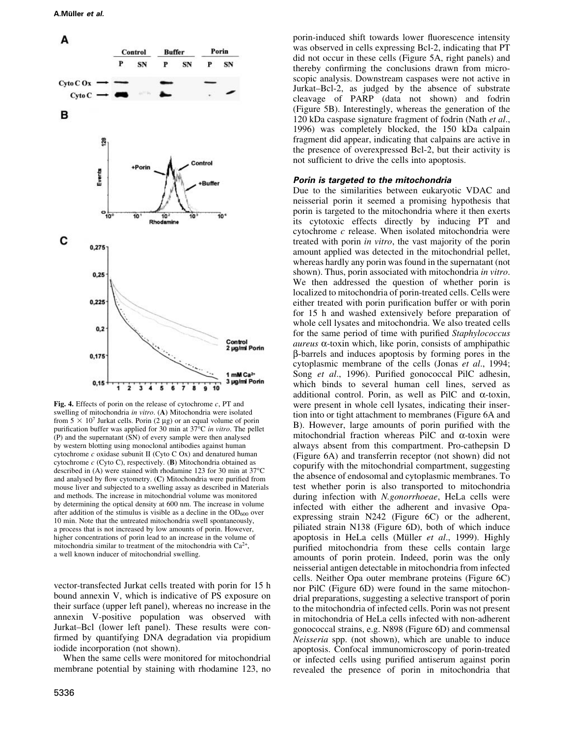Fig. 4. Effects of porin on the release of cytochrome *c*, PT and swelling of mitochondria *in vitro*. (**A**) Mitochondria were isolated from $5 \times 10^7$ Jurkat cells. Porin (2 µg) or an equal volume of porin purification buffer was applied for 30 min at 37°C *in vitro*. The pellet (P) and the supernatant (SN) of every sample were then analysed by western blotting using monoclonal antibodies against human cytochrome *c* oxidase subunit II (Cyto C Ox) and denatured human cytochrome *c* (Cyto C), respectively. (**B**) Mitochondria obtained as described in (A) were stained with rhodamine 123 for 30 min at 37°C and analysed by flow cytometry. (**C**) Mitochondria were purified from mouse liver and subjected to a swelling assay as described in Materials and methods. The increase in mitochondrial volume was monitored by determining the optical density at 600 nm. The increase in volume after addition of the stimulus is visible as a decline in the $OD_{600}$ over 10 min. Note that the untreated mitochondria swell spontaneously, a process that is not increased by low amounts of porin. However, higher concentrations of porin lead to an increase in the volume of mitochondria similar to treatment of the mitochondria with $Ca^{2+}$, a well known inducer of mitochondrial swelling.

vector-transfected Jurkat cells treated with porin for 15 h bound annexin V, which is indicative of PS exposure on their surface (upper left panel), whereas no increase in the annexin V-positive population was observed with Jurkat–Bcl (lower left panel). These results were confirmed by quantifying DNA degradation via propidium iodide incorporation (not shown).

When the same cells were monitored for mitochondrial membrane potential by staining with rhodamine 123, no porin-induced shift towards lower fluorescence intensity was observed in cells expressing Bcl-2, indicating that PT did not occur in these cells (Figure 5A, right panels) and thereby confirming the conclusions drawn from microscopic analysis. Downstream caspases were not active in Jurkat–Bcl-2, as judged by the absence of substrate cleavage of PARP (data not shown) and fodrin (Figure 5B). Interestingly, whereas the generation of the 120 kDa caspase signature fragment of fodrin (Nath *et al*., 1996) was completely blocked, the 150 kDa calpain fragment did appear, indicating that calpains are active in the presence of overexpressed Bcl-2, but their activity is not sufficient to drive the cells into apoptosis.

### *Porin is targeted to the mitochondria*

Due to the similarities between eukaryotic VDAC and neisserial porin it seemed a promising hypothesis that porin is targeted to the mitochondria where it then exerts its cytotoxic effects directly by inducing PT and cytochrome *c* release. When isolated mitochondria were treated with porin *in vitro*, the vast majority of the porin amount applied was detected in the mitochondrial pellet, whereas hardly any porin was found in the supernatant (not shown). Thus, porin associated with mitochondria *in vitro*. We then addressed the question of whether porin is localized to mitochondria of porin-treated cells. Cells were either treated with porin purification buffer or with porin for 15 h and washed extensively before preparation of whole cell lysates and mitochondria. We also treated cells for the same period of time with purified *Staphylococcus aureus* α-toxin which, like porin, consists of amphipathic β-barrels and induces apoptosis by forming pores in the cytoplasmic membrane of the cells (Jonas *et al*., 1994; Song *et al*., 1996). Purified gonococcal PilC adhesin, which binds to several human cell lines, served as additional control. Porin, as well as PilC and α-toxin, were present in whole cell lysates, indicating their insertion into or tight attachment to membranes (Figure 6A and B). However, large amounts of porin purified with the mitochondrial fraction whereas PilC and α-toxin were always absent from this compartment. Pro-cathepsin D (Figure 6A) and transferrin receptor (not shown) did not copurify with the mitochondrial compartment, suggesting the absence of endosomal and cytoplasmic membranes. To test whether porin is also transported to mitochondria during infection with *N.gonorrhoeae*, HeLa cells were infected with either the adherent and invasive Opa-expressing strain N242 (Figure 6C) or the adherent, piliated strain N138 (Figure 6D), both of which induce apoptosis in HeLa cells (Müller *et al*., 1999). Highly purified mitochondria from these cells contain large amounts of porin protein. Indeed, porin was the only neisserial antigen detectable in mitochondria from infected cells. Neither Opa outer membrane proteins (Figure 6C) nor PilC (Figure 6D) were found in the same mitochondrial preparations, suggesting a selective transport of porin to the mitochondria of infected cells. Porin was not present in mitochondria of HeLa cells infected with non-adherent gonococcal strains, e.g. N898 (Figure 6D) and commensal *Neisseria* spp. (not shown), which are unable to induce apoptosis. Confocal immunomicroscopy of porin-treated or infected cells using purified antiserum against porin revealed the presence of porin in mitochondria that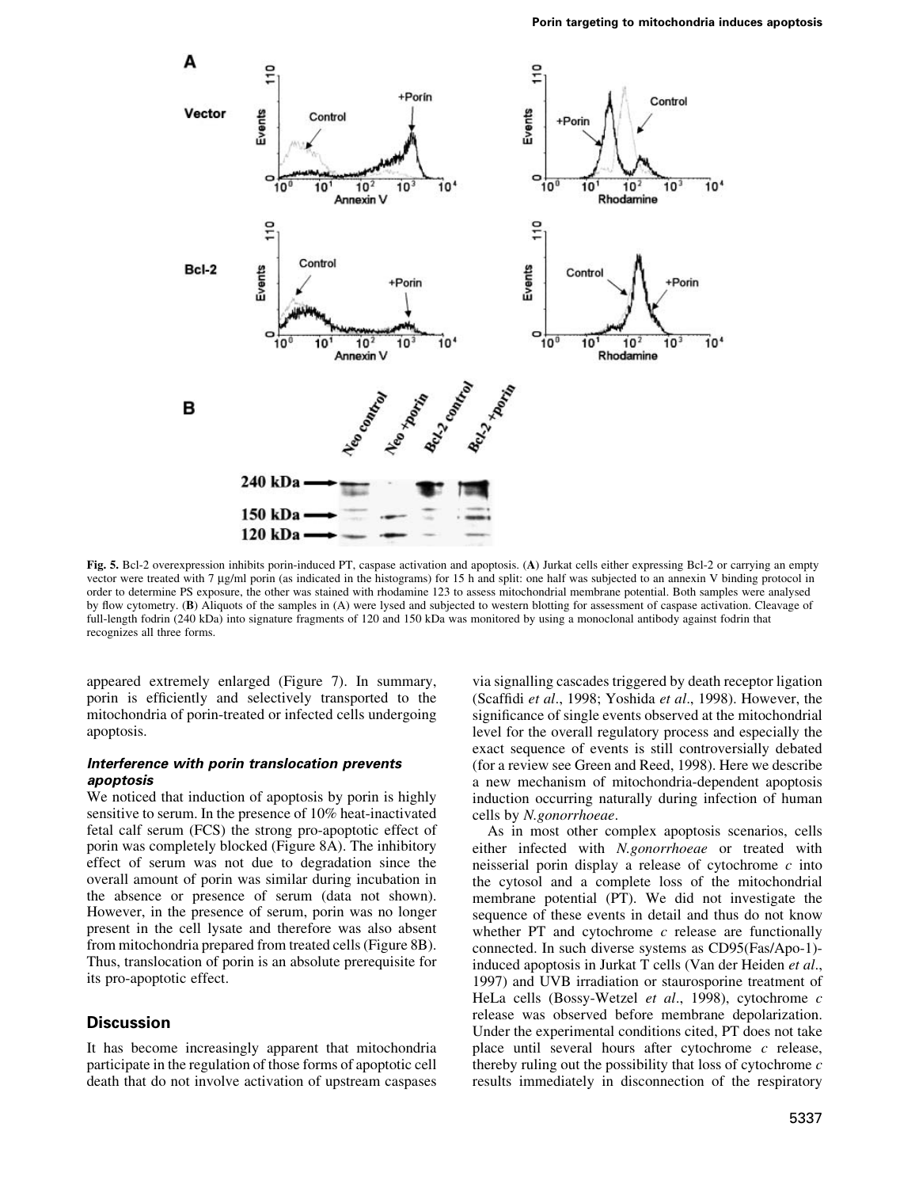**Fig. 5.** Bcl-2 overexpression inhibits porin-induced PT, caspase activation and apoptosis. (**A**) Jurkat cells either expressing Bcl-2 or carrying an empty vector were treated with 7 µg/ml porin (as indicated in the histograms) for 15 h and split: one half was subjected to an annexin V binding protocol in order to determine PS exposure, the other was stained with rhodamine 123 to assess mitochondrial membrane potential. Both samples were analysed by flow cytometry. (**B**) Aliquots of the samples in (A) were lysed and subjected to western blotting for assessment of caspase activation. Cleavage of full-length fodrin (240 kDa) into signature fragments of 120 and 150 kDa was monitored by using a monoclonal antibody against fodrin that recognizes all three forms.

appeared extremely enlarged (Figure 7). In summary, porin is efficiently and selectively transported to the mitochondria of porin-treated or infected cells undergoing apoptosis.

### *Interference with porin translocation prevents apoptosis*

We noticed that induction of apoptosis by porin is highly sensitive to serum. In the presence of 10% heat-inactivated fetal calf serum (FCS) the strong pro-apoptotic effect of porin was completely blocked (Figure 8A). The inhibitory effect of serum was not due to degradation since the overall amount of porin was similar during incubation in the absence or presence of serum (data not shown). However, in the presence of serum, porin was no longer present in the cell lysate and therefore was also absent from mitochondria prepared from treated cells (Figure 8B). Thus, translocation of porin is an absolute prerequisite for its pro-apoptotic effect.

## Discussion

It has become increasingly apparent that mitochondria participate in the regulation of those forms of apoptotic cell death that do not involve activation of upstream caspases via signalling cascades triggered by death receptor ligation (Scaffidi *et al*., 1998; Yoshida *et al*., 1998). However, the significance of single events observed at the mitochondrial level for the overall regulatory process and especially the exact sequence of events is still controversially debated (for a review see Green and Reed, 1998). Here we describe a new mechanism of mitochondria-dependent apoptosis induction occurring naturally during infection of human cells by *N.gonorrhoeae*.

As in most other complex apoptosis scenarios, cells either infected with *N.gonorrhoeae* or treated with neisserial porin display a release of cytochrome *c* into the cytosol and a complete loss of the mitochondrial membrane potential (PT). We did not investigate the sequence of these events in detail and thus do not know whether PT and cytochrome *c* release are functionally connected. In such diverse systems as CD95(Fas/Apo-1)-induced apoptosis in Jurkat T cells (Van der Heiden *et al*., 1997) and UVB irradiation or staurosporine treatment of HeLa cells (Bossy-Wetzel *et al*., 1998), cytochrome *c* release was observed before membrane depolarization. Under the experimental conditions cited, PT does not take place until several hours after cytochrome *c* release, thereby ruling out the possibility that loss of cytochrome *c* results immediately in disconnection of the respiratory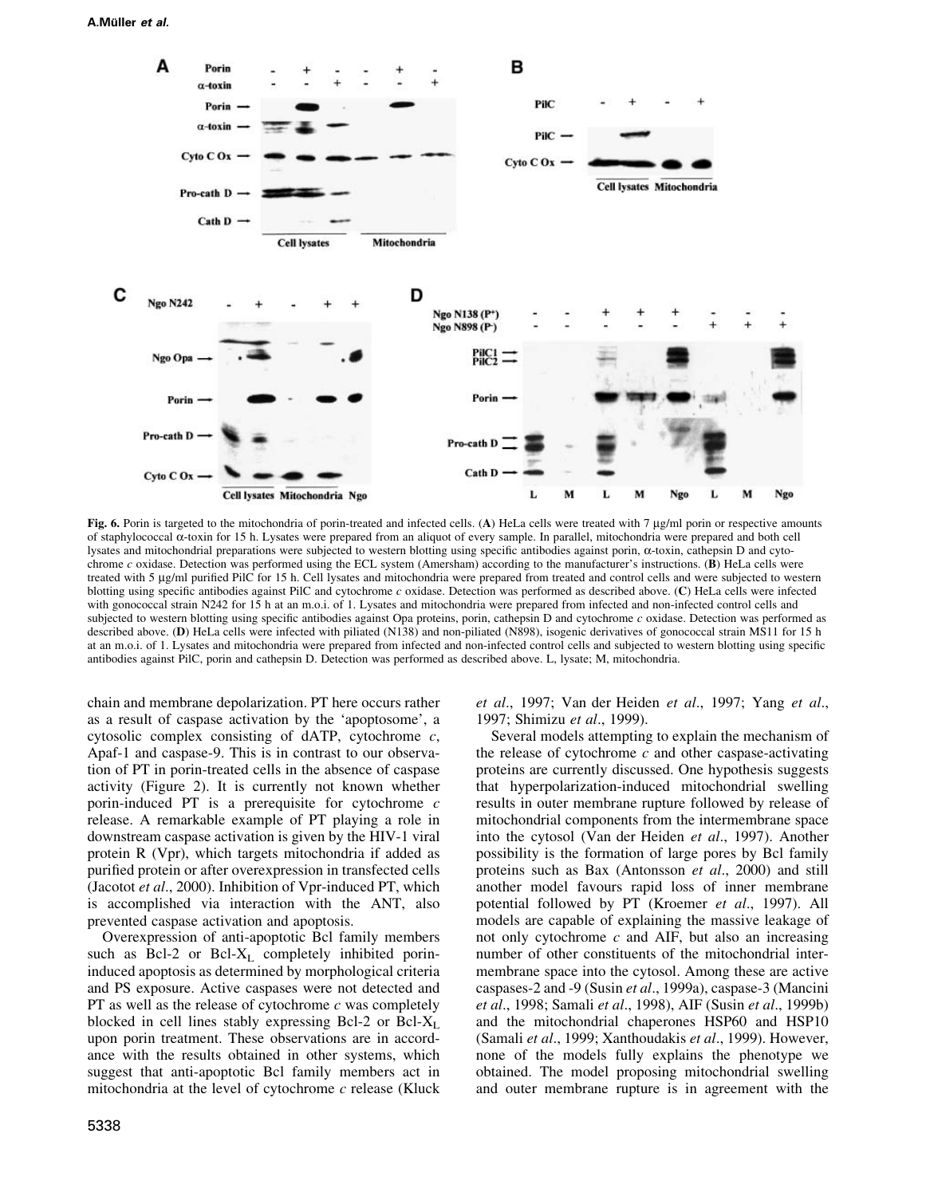Fig. 6. Porin is targeted to the mitochondria of porin-treated and infected cells. (**A**) HeLa cells were treated with 7 µg/ml porin or respective amounts of staphylococcal α-toxin for 15 h. Lysates were prepared from an aliquot of every sample. In parallel, mitochondria were prepared and both cell lysates and mitochondrial preparations were subjected to western blotting using specific antibodies against porin, α-toxin, cathepsin D and cytochrome *c* oxidase. Detection was performed using the ECL system (Amersham) according to the manufacturer's instructions. (**B**) HeLa cells were treated with 5 µg/ml purified PilC for 15 h. Cell lysates and mitochondria were prepared from treated and control cells and were subjected to western blotting using specific antibodies against PilC and cytochrome *c* oxidase. Detection was performed as described above. (**C**) HeLa cells were infected with gonococcal strain N242 for 15 h at an m.o.i. of 1. Lysates and mitochondria were prepared from infected and non-infected control cells and subjected to western blotting using specific antibodies against Opa proteins, porin, cathepsin D and cytochrome *c* oxidase. Detection was performed as described above. (**D**) HeLa cells were infected with piliated (N138) and non-piliated (N898), isogenic derivatives of gonococcal strain MS11 for 15 h at an m.o.i. of 1. Lysates and mitochondria were prepared from infected and non-infected control cells and subjected to western blotting using specific antibodies against PilC, porin and cathepsin D. Detection was performed as described above. L, lysate; M, mitochondria.

chain and membrane depolarization. PT here occurs rather as a result of caspase activation by the 'apoptosome', a cytosolic complex consisting of dATP, cytochrome *c*, Apaf-1 and caspase-9. This is in contrast to our observation of PT in porin-treated cells in the absence of caspase activity (Figure 2). It is currently not known whether porin-induced PT is a prerequisite for cytochrome *c* release. A remarkable example of PT playing a role in downstream caspase activation is given by the HIV-1 viral protein R (Vpr), which targets mitochondria if added as purified protein or after overexpression in transfected cells (Jacotot *et al*., 2000). Inhibition of Vpr-induced PT, which is accomplished via interaction with the ANT, also prevented caspase activation and apoptosis.

Overexpression of anti-apoptotic Bcl family members such as Bcl-2 or Bcl-$X_L$ completely inhibited porin-induced apoptosis as determined by morphological criteria and PS exposure. Active caspases were not detected and PT as well as the release of cytochrome *c* was completely blocked in cell lines stably expressing Bcl-2 or Bcl-$X_L$ upon porin treatment. These observations are in accordance with the results obtained in other systems, which suggest that anti-apoptotic Bcl family members act in mitochondria at the level of cytochrome *c* release (Kluck *et al*., 1997; Van der Heiden *et al*., 1997; Yang *et al*., 1997; Shimizu *et al*., 1999).

Several models attempting to explain the mechanism of the release of cytochrome *c* and other caspase-activating proteins are currently discussed. One hypothesis suggests that hyperpolarization-induced mitochondrial swelling results in outer membrane rupture followed by release of mitochondrial components from the intermembrane space into the cytosol (Van der Heiden *et al*., 1997). Another possibility is the formation of large pores by Bcl family proteins such as Bax (Antonsson *et al*., 2000) and still another model favours rapid loss of inner membrane potential followed by PT (Kroemer *et al*., 1997). All models are capable of explaining the massive leakage of not only cytochrome *c* and AIF, but also an increasing number of other constituents of the mitochondrial intermembrane space into the cytosol. Among these are active caspases-2 and -9 (Susin *et al*., 1999a), caspase-3 (Mancini *et al*., 1998; Samali *et al*., 1998), AIF (Susin *et al*., 1999b) and the mitochondrial chaperones HSP60 and HSP10 (Samali *et al*., 1999; Xanthoudakis *et al*., 1999). However, none of the models fully explains the phenotype we obtained. The model proposing mitochondrial swelling and outer membrane rupture is in agreement with the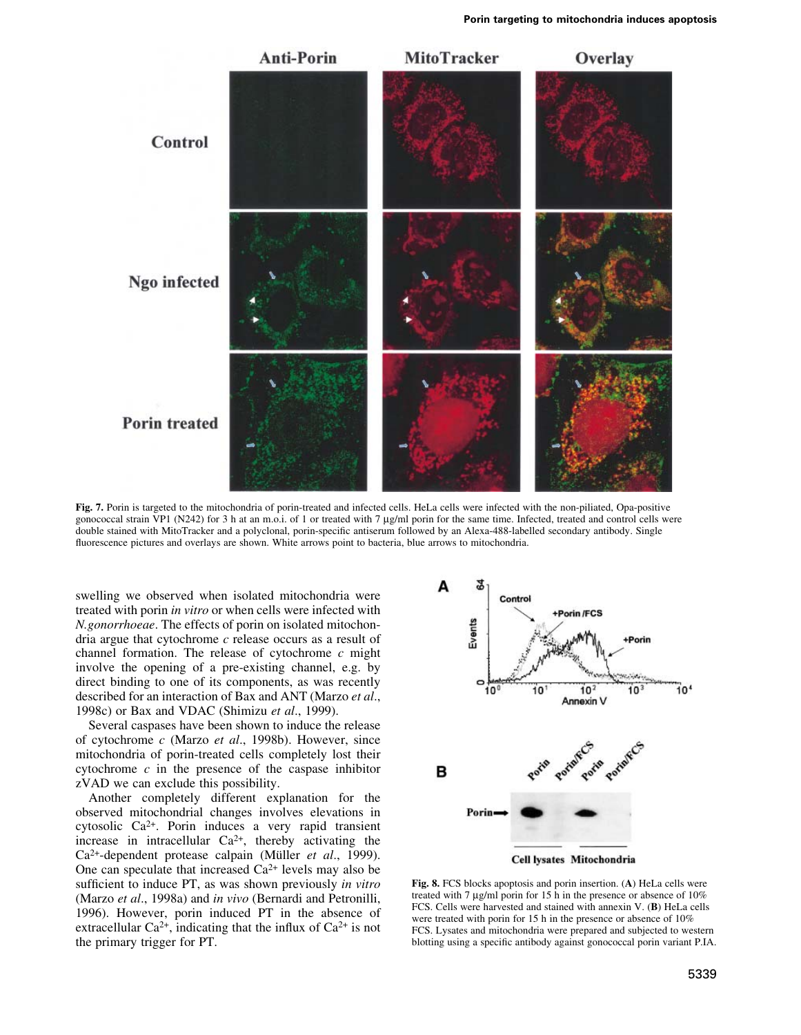**Fig. 7.** Porin is targeted to the mitochondria of porin-treated and infected cells. HeLa cells were infected with the non-piliated, Opa-positive gonococcal strain VP1 (N242) for 3 h at an m.o.i. of 1 or treated with 7 µg/ml porin for the same time. Infected, treated and control cells were double stained with MitoTracker and a polyclonal, porin-specific antiserum followed by an Alexa-488-labelled secondary antibody. Single fluorescence pictures and overlays are shown. White arrows point to bacteria, blue arrows to mitochondria.

swelling we observed when isolated mitochondria were treated with porin *in vitro* or when cells were infected with *N.gonorrhoeae*. The effects of porin on isolated mitochondria argue that cytochrome *c* release occurs as a result of channel formation. The release of cytochrome *c* might involve the opening of a pre-existing channel, e.g. by direct binding to one of its components, as was recently described for an interaction of Bax and ANT (Marzo *et al*., 1998c) or Bax and VDAC (Shimizu *et al*., 1999).

Several caspases have been shown to induce the release of cytochrome *c* (Marzo *et al*., 1998b). However, since mitochondria of porin-treated cells completely lost their cytochrome *c* in the presence of the caspase inhibitor zVAD we can exclude this possibility.

Another completely different explanation for the observed mitochondrial changes involves elevations in cytosolic $Ca^{2+}$. Porin induces a very rapid transient increase in intracellular $Ca^{2+}$, thereby activating the $Ca^{2+}$-dependent protease calpain (Müller *et al*., 1999). One can speculate that increased $Ca^{2+}$ levels may also be sufficient to induce PT, as was shown previously *in vitro* (Marzo *et al*., 1998a) and *in vivo* (Bernardi and Petronilli, 1996). However, porin induced PT in the absence of extracellular $Ca^{2+}$, indicating that the influx of $Ca^{2+}$ is not the primary trigger for PT.

**Fig. 8.** FCS blocks apoptosis and porin insertion. (**A**) HeLa cells were treated with 7 µg/ml porin for 15 h in the presence or absence of 10% FCS. Cells were harvested and stained with annexin V. (**B**) HeLa cells were treated with porin for 15 h in the presence or absence of 10% FCS. Lysates and mitochondria were prepared and subjected to western blotting using a specific antibody against gonococcal porin variant P.IA.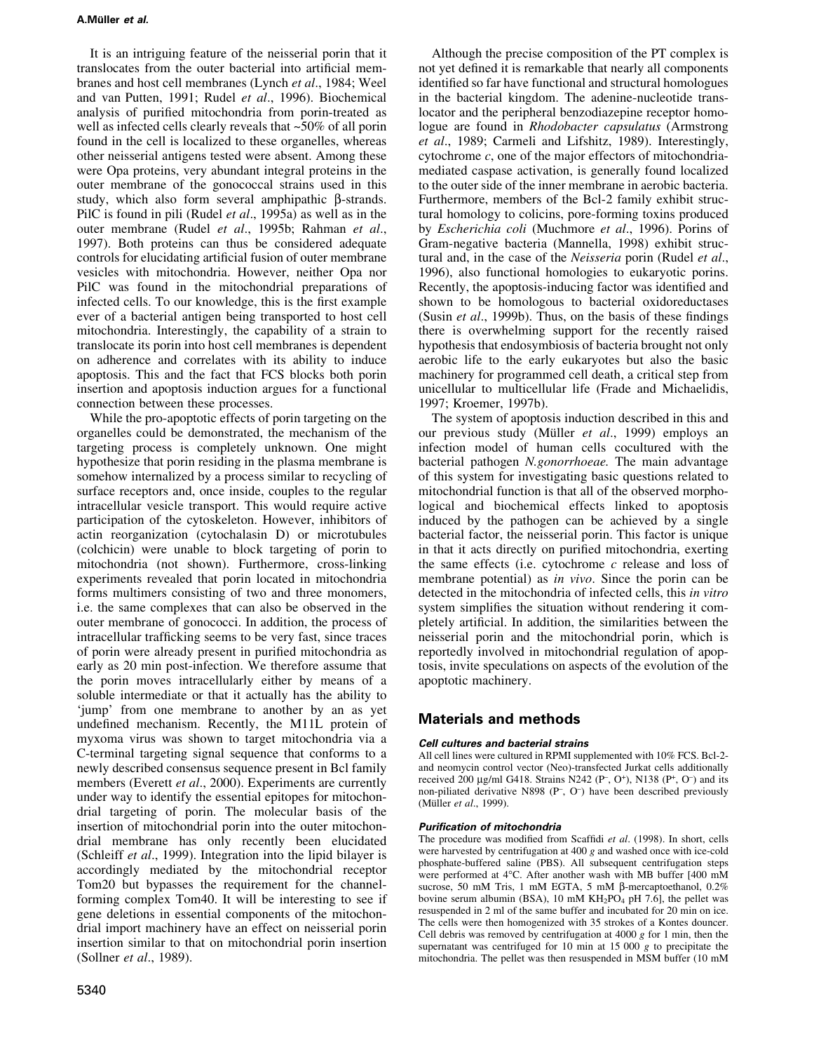It is an intriguing feature of the neisserial porin that it translocates from the outer bacterial into artificial membranes and host cell membranes (Lynch *et al*., 1984; Weel and van Putten, 1991; Rudel *et al*., 1996). Biochemical analysis of purified mitochondria from porin-treated as well as infected cells clearly reveals that ~50% of all porin found in the cell is localized to these organelles, whereas other neisserial antigens tested were absent. Among these were Opa proteins, very abundant integral proteins in the outer membrane of the gonococcal strains used in this study, which also form several amphipathic β-strands. PilC is found in pili (Rudel *et al*., 1995a) as well as in the outer membrane (Rudel *et al*., 1995b; Rahman *et al*., 1997). Both proteins can thus be considered adequate controls for elucidating artificial fusion of outer membrane vesicles with mitochondria. However, neither Opa nor PilC was found in the mitochondrial preparations of infected cells. To our knowledge, this is the first example ever of a bacterial antigen being transported to host cell mitochondria. Interestingly, the capability of a strain to translocate its porin into host cell membranes is dependent on adherence and correlates with its ability to induce apoptosis. This and the fact that FCS blocks both porin insertion and apoptosis induction argues for a functional connection between these processes.

While the pro-apoptotic effects of porin targeting on the organelles could be demonstrated, the mechanism of the targeting process is completely unknown. One might hypothesize that porin residing in the plasma membrane is somehow internalized by a process similar to recycling of surface receptors and, once inside, couples to the regular intracellular vesicle transport. This would require active participation of the cytoskeleton. However, inhibitors of actin reorganization (cytochalasin D) or microtubules (colchicin) were unable to block targeting of porin to mitochondria (not shown). Furthermore, cross-linking experiments revealed that porin located in mitochondria forms multimers consisting of two and three monomers, i.e. the same complexes that can also be observed in the outer membrane of gonococci. In addition, the process of intracellular trafficking seems to be very fast, since traces of porin were already present in purified mitochondria as early as 20 min post-infection. We therefore assume that the porin moves intracellularly either by means of a soluble intermediate or that it actually has the ability to 'jump' from one membrane to another by an as yet undefined mechanism. Recently, the M11L protein of myxoma virus was shown to target mitochondria via a C-terminal targeting signal sequence that conforms to a newly described consensus sequence present in Bcl family members (Everett *et al*., 2000). Experiments are currently under way to identify the essential epitopes for mitochondrial targeting of porin. The molecular basis of the insertion of mitochondrial porin into the outer mitochondrial membrane has only recently been elucidated (Schleiff *et al*., 1999). Integration into the lipid bilayer is accordingly mediated by the mitochondrial receptor Tom20 but bypasses the requirement for the channel-forming complex Tom40. It will be interesting to see if gene deletions in essential components of the mitochondrial import machinery have an effect on neisserial porin insertion similar to that on mitochondrial porin insertion (Sollner *et al*., 1989).

Although the precise composition of the PT complex is not yet defined it is remarkable that nearly all components identified so far have functional and structural homologues in the bacterial kingdom. The adenine-nucleotide translocator and the peripheral benzodiazepine receptor homologue are found in *Rhodobacter capsulatus* (Armstrong *et al*., 1989; Carmeli and Lifshitz, 1989). Interestingly, cytochrome *c*, one of the major effectors of mitochondria-mediated caspase activation, is generally found localized to the outer side of the inner membrane in aerobic bacteria. Furthermore, members of the Bcl-2 family exhibit structural homology to colicins, pore-forming toxins produced by *Escherichia coli* (Muchmore *et al*., 1996). Porins of Gram-negative bacteria (Mannella, 1998) exhibit structural and, in the case of the *Neisseria* porin (Rudel *et al*., 1996), also functional homologies to eukaryotic porins. Recently, the apoptosis-inducing factor was identified and shown to be homologous to bacterial oxidoreductases (Susin *et al*., 1999b). Thus, on the basis of these findings there is overwhelming support for the recently raised hypothesis that endosymbiosis of bacteria brought not only aerobic life to the early eukaryotes but also the basic machinery for programmed cell death, a critical step from unicellular to multicellular life (Frade and Michaelidis, 1997; Kroemer, 1997b).

The system of apoptosis induction described in this and our previous study (Müller *et al*., 1999) employs an infection model of human cells cocultured with the bacterial pathogen *N.gonorrhoeae.* The main advantage of this system for investigating basic questions related to mitochondrial function is that all of the observed morphological and biochemical effects linked to apoptosis induced by the pathogen can be achieved by a single bacterial factor, the neisserial porin. This factor is unique in that it acts directly on purified mitochondria, exerting the same effects (i.e. cytochrome *c* release and loss of membrane potential) as *in vivo*. Since the porin can be detected in the mitochondria of infected cells, this *in vitro* system simplifies the situation without rendering it completely artificial. In addition, the similarities between the neisserial porin and the mitochondrial porin, which is reportedly involved in mitochondrial regulation of apoptosis, invite speculations on aspects of the evolution of the apoptotic machinery.

## Materials and methods

### Cell cultures and bacterial strains

All cell lines were cultured in RPMI supplemented with 10% FCS. Bcl-2- and neomycin control vector (Neo)-transfected Jurkat cells additionally received 200 μg/ml G418. Strains N242 ($P^-$, $O^+$), N138 ($P^+$, $O^-$) and its non-piliated derivative N898 ($P^-$, $O^-$) have been described previously (Müller *et al*., 1999).

### Purification of mitochondria

The procedure was modified from Scaffidi *et al*. (1998). In short, cells were harvested by centrifugation at 400 *g* and washed once with ice-cold phosphate-buffered saline (PBS). All subsequent centrifugation steps were performed at 4°C. After another wash with MB buffer [400 mM sucrose, 50 mM Tris, 1 mM EGTA, 5 mM β-mercaptoethanol, 0.2% bovine serum albumin (BSA), 10 mM $KH_2PO_4$ pH 7.6], the pellet was resuspended in 2 ml of the same buffer and incubated for 20 min on ice. The cells were then homogenized with 35 strokes of a Kontes douncer. Cell debris was removed by centrifugation at 4000 *g* for 1 min, then the supernatant was centrifuged for 10 min at 15 000 *g* to precipitate the mitochondria. The pellet was then resuspended in MSM buffer (10 mM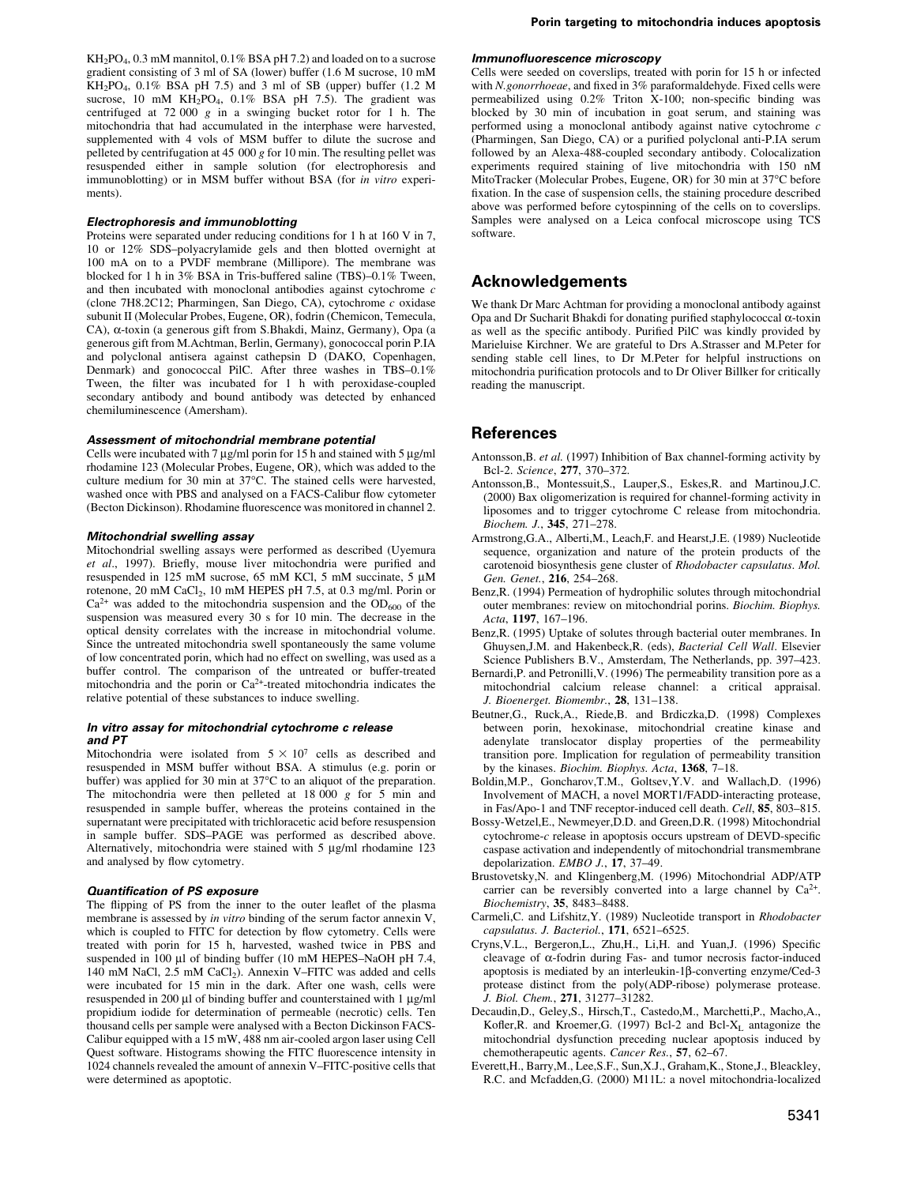$KH_2PO_4$, 0.3 mM mannitol, 0.1% BSA pH 7.2) and loaded on to a sucrose gradient consisting of 3 ml of SA (lower) buffer (1.6 M sucrose, 10 mM $KH_2PO_4$, 0.1% BSA pH 7.5) and 3 ml of SB (upper) buffer (1.2 M sucrose, 10 mM $KH_2PO_4$, 0.1% BSA pH 7.5). The gradient was centrifuged at 72 000 *g* in a swinging bucket rotor for 1 h. The mitochondria that had accumulated in the interphase were harvested, supplemented with 4 vols of MSM buffer to dilute the sucrose and pelleted by centrifugation at 45 000 *g* for 10 min. The resulting pellet was resuspended either in sample solution (for electrophoresis and immunoblotting) or in MSM buffer without BSA (for *in vitro* experiments).

#### Electrophoresis and immunoblotting

Proteins were separated under reducing conditions for 1 h at 160 V in 7, 10 or 12% SDS–polyacrylamide gels and then blotted overnight at 100 mA on to a PVDF membrane (Millipore). The membrane was blocked for 1 h in 3% BSA in Tris-buffered saline (TBS)–0.1% Tween, and then incubated with monoclonal antibodies against cytochrome *c* (clone 7H8.2C12; Pharmingen, San Diego, CA), cytochrome *c* oxidase subunit II (Molecular Probes, Eugene, OR), fodrin (Chemicon, Temecula, CA), α-toxin (a generous gift from S.Bhakdi, Mainz, Germany), Opa (a generous gift from M.Achtman, Berlin, Germany), gonococcal porin P.IA and polyclonal antisera against cathepsin D (DAKO, Copenhagen, Denmark) and gonococcal PilC. After three washes in TBS–0.1% Tween, the filter was incubated for 1 h with peroxidase-coupled secondary antibody and bound antibody was detected by enhanced chemiluminescence (Amersham).

#### Assessment of mitochondrial membrane potential

Cells were incubated with 7 µg/ml porin for 15 h and stained with 5 µg/ml rhodamine 123 (Molecular Probes, Eugene, OR), which was added to the culture medium for 30 min at 37°C. The stained cells were harvested, washed once with PBS and analysed on a FACS-Calibur flow cytometer (Becton Dickinson). Rhodamine fluorescence was monitored in channel 2.

#### Mitochondrial swelling assay

Mitochondrial swelling assays were performed as described (Uyemura *et al*., 1997). Briefly, mouse liver mitochondria were purified and resuspended in 125 mM sucrose, 65 mM KCl, 5 mM succinate, 5 µM rotenone, 20 mM $CaCl_2$, 10 mM HEPES pH 7.5, at 0.3 mg/ml. Porin or $Ca^{2+}$ was added to the mitochondria suspension and the $OD_{600}$ of the suspension was measured every 30 s for 10 min. The decrease in the optical density correlates with the increase in mitochondrial volume. Since the untreated mitochondria swell spontaneously the same volume of low concentrated porin, which had no effect on swelling, was used as a buffer control. The comparison of the untreated or buffer-treated mitochondria and the porin or $Ca^{2+}$-treated mitochondria indicates the relative potential of these substances to induce swelling.

#### In vitro assay for mitochondrial cytochrome c release and PT

Mitochondria were isolated from $5 \times 10^7$ cells as described and resuspended in MSM buffer without BSA. A stimulus (e.g. porin or buffer) was applied for 30 min at 37°C to an aliquot of the preparation. The mitochondria were then pelleted at 18 000 *g* for 5 min and resuspended in sample buffer, whereas the proteins contained in the supernatant were precipitated with trichloracetic acid before resuspension in sample buffer. SDS–PAGE was performed as described above. Alternatively, mitochondria were stained with 5 µg/ml rhodamine 123 and analysed by flow cytometry.

#### Quantification of PS exposure

The flipping of PS from the inner to the outer leaflet of the plasma membrane is assessed by *in vitro* binding of the serum factor annexin V, which is coupled to FITC for detection by flow cytometry. Cells were treated with porin for 15 h, harvested, washed twice in PBS and suspended in 100 µl of binding buffer (10 mM HEPES–NaOH pH 7.4, 140 mM NaCl, 2.5 mM $CaCl_2$). Annexin V–FITC was added and cells were incubated for 15 min in the dark. After one wash, cells were resuspended in 200 µl of binding buffer and counterstained with 1 µg/ml propidium iodide for determination of permeable (necrotic) cells. Ten thousand cells per sample were analysed with a Becton Dickinson FACS-Calibur equipped with a 15 mW, 488 nm air-cooled argon laser using Cell Quest software. Histograms showing the FITC fluorescence intensity in 1024 channels revealed the amount of annexin V–FITC-positive cells that were determined as apoptotic.

#### Immunofluorescence microscopy

Cells were seeded on coverslips, treated with porin for 15 h or infected with *N.gonorrhoeae*, and fixed in 3% paraformaldehyde. Fixed cells were permeabilized using 0.2% Triton X-100; non-specific binding was blocked by 30 min of incubation in goat serum, and staining was performed using a monoclonal antibody against native cytochrome *c* (Pharmingen, San Diego, CA) or a purified polyclonal anti-P.IA serum followed by an Alexa-488-coupled secondary antibody. Colocalization experiments required staining of live mitochondria with 150 nM MitoTracker (Molecular Probes, Eugene, OR) for 30 min at 37°C before fixation. In the case of suspension cells, the staining procedure described above was performed before cytospinning of the cells on to coverslips. Samples were analysed on a Leica confocal microscope using TCS software.

## Acknowledgements

We thank Dr Marc Achtman for providing a monoclonal antibody against Opa and Dr Sucharit Bhakdi for donating purified staphylococcal α-toxin as well as the specific antibody. Purified PilC was kindly provided by Marieluise Kirchner. We are grateful to Drs A.Strasser and M.Peter for sending stable cell lines, to Dr M.Peter for helpful instructions on mitochondria purification protocols and to Dr Oliver Billker for critically reading the manuscript.

## References

Antonsson,B. *et al.* (1997) Inhibition of Bax channel-forming activity by Bcl-2. *Science*, **277**, 370–372.

Antonsson,B., Montessuit,S., Lauper,S., Eskes,R. and Martinou,J.C. (2000) Bax oligomerization is required for channel-forming activity in liposomes and to trigger cytochrome C release from mitochondria. *Biochem. J.*, **345**, 271–278.

Armstrong,G.A., Alberti,M., Leach,F. and Hearst,J.E. (1989) Nucleotide sequence, organization and nature of the protein products of the carotenoid biosynthesis gene cluster of *Rhodobacter capsulatus*. *Mol. Gen. Genet.*, **216**, 254–268.

Benz,R. (1994) Permeation of hydrophilic solutes through mitochondrial outer membranes: review on mitochondrial porins. *Biochim. Biophys. Acta*, **1197**, 167–196.

Benz,R. (1995) Uptake of solutes through bacterial outer membranes. In Ghuysen,J.M. and Hakenbeck,R. (eds), *Bacterial Cell Wall*. Elsevier Science Publishers B.V., Amsterdam, The Netherlands, pp. 397–423.

Bernardi,P. and Petronilli,V. (1996) The permeability transition pore as a mitochondrial calcium release channel: a critical appraisal. *J. Bioenerget. Biomembr.*, **28**, 131–138.

Beutner,G., Ruck,A., Riede,B. and Brdiczka,D. (1998) Complexes between porin, hexokinase, mitochondrial creatine kinase and adenylate translocator display properties of the permeability transition pore. Implication for regulation of permeability transition by the kinases. *Biochim. Biophys. Acta*, **1368**, 7–18.

Boldin,M.P., Goncharov,T.M., Goltsev,Y.V. and Wallach,D. (1996) Involvement of MACH, a novel MORT1/FADD-interacting protease, in Fas/Apo-1 and TNF receptor-induced cell death. *Cell*, **85**, 803–815.

Bossy-Wetzel,E., Newmeyer,D.D. and Green,D.R. (1998) Mitochondrial cytochrome-*c* release in apoptosis occurs upstream of DEVD-specific caspase activation and independently of mitochondrial transmembrane depolarization. *EMBO J.*, **17**, 37–49.

Brustovetsky,N. and Klingenberg,M. (1996) Mitochondrial ADP/ATP carrier can be reversibly converted into a large channel by $Ca^{2+}$. *Biochemistry*, **35**, 8483–8488.

Carmeli,C. and Lifshitz,Y. (1989) Nucleotide transport in *Rhodobacter capsulatus*. *J. Bacteriol.*, **171**, 6521–6525.

Cryns,V.L., Bergeron,L., Zhu,H., Li,H. and Yuan,J. (1996) Specific cleavage of α-fodrin during Fas- and tumor necrosis factor-induced apoptosis is mediated by an interleukin-1β-converting enzyme/Ced-3 protease distinct from the poly(ADP-ribose) polymerase protease. *J. Biol. Chem.*, **271**, 31277–31282.

Decaudin,D., Geley,S., Hirsch,T., Castedo,M., Marchetti,P., Macho,A., Kofler,R. and Kroemer,G. (1997) Bcl-2 and Bcl-$X_L$ antagonize the mitochondrial dysfunction preceding nuclear apoptosis induced by chemotherapeutic agents. *Cancer Res.*, **57**, 62–67.

Everett,H., Barry,M., Lee,S.F., Sun,X.J., Graham,K., Stone,J., Bleackley, R.C. and Mcfadden,G. (2000) M11L: a novel mitochondria-localized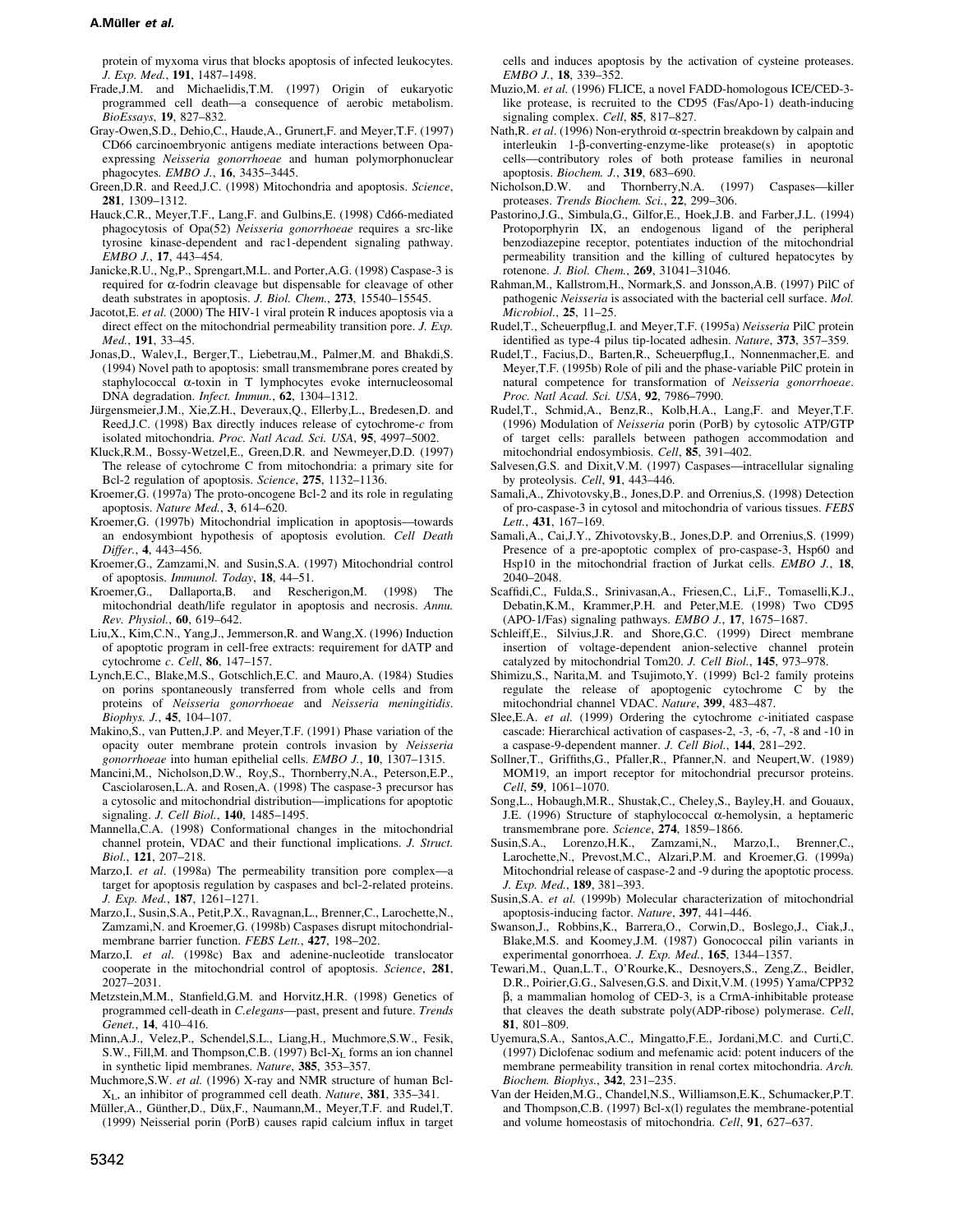protein of myxoma virus that blocks apoptosis of infected leukocytes. *J. Exp. Med.*, **191**, 1487–1498.

Frade,J.M. and Michaelidis,T.M. (1997) Origin of eukaryotic programmed cell death—a consequence of aerobic metabolism. *BioEssays*, **19**, 827–832.

Gray-Owen,S.D., Dehio,C., Haude,A., Grunert,F. and Meyer,T.F. (1997) CD66 carcinoembryonic antigens mediate interactions between Opa-expressing *Neisseria gonorrhoeae* and human polymorphonuclear phagocytes. *EMBO J.*, **16**, 3435–3445.

Green,D.R. and Reed,J.C. (1998) Mitochondria and apoptosis. *Science*, **281**, 1309–1312.

Hauck,C.R., Meyer,T.F., Lang,F. and Gulbins,E. (1998) Cd66-mediated phagocytosis of Opa(52) *Neisseria gonorrhoeae* requires a src-like tyrosine kinase-dependent and rac1-dependent signaling pathway. *EMBO J.*, **17**, 443–454.

Janicke,R.U., Ng,P., Sprengart,M.L. and Porter,A.G. (1998) Caspase-3 is required for α-fodrin cleavage but dispensable for cleavage of other death substrates in apoptosis. *J. Biol. Chem.*, **273**, 15540–15545.

Jacotot,E. *et al.* (2000) The HIV-1 viral protein R induces apoptosis via a direct effect on the mitochondrial permeability transition pore. *J. Exp. Med.*, **191**, 33–45.

Jonas,D., Walev,I., Berger,T., Liebetrau,M., Palmer,M. and Bhakdi,S. (1994) Novel path to apoptosis: small transmembrane pores created by staphylococcal α-toxin in T lymphocytes evoke internucleosomal DNA degradation. *Infect. Immun.*, **62**, 1304–1312.

Jürgensmeier,J.M., Xie,Z.H., Deveraux,Q., Ellerby,L., Bredesen,D. and Reed,J.C. (1998) Bax directly induces release of cytochrome-*c* from isolated mitochondria. *Proc. Natl Acad. Sci. USA*, **95**, 4997–5002.

Kluck,R.M., Bossy-Wetzel,E., Green,D.R. and Newmeyer,D.D. (1997) The release of cytochrome C from mitochondria: a primary site for Bcl-2 regulation of apoptosis. *Science*, **275**, 1132–1136.

Kroemer,G. (1997a) The proto-oncogene Bcl-2 and its role in regulating apoptosis. *Nature Med.*, **3**, 614–620.

Kroemer,G. (1997b) Mitochondrial implication in apoptosis—towards an endosymbiont hypothesis of apoptosis evolution. *Cell Death Differ.*, **4**, 443–456.

Kroemer,G., Zamzami,N. and Susin,S.A. (1997) Mitochondrial control of apoptosis. *Immunol. Today*, **18**, 44–51.

Kroemer,G., Dallaporta,B. and Rescherigon,M. (1998) The mitochondrial death/life regulator in apoptosis and necrosis. *Annu. Rev. Physiol.*, **60**, 619–642.

Liu,X., Kim,C.N., Yang,J., Jemmerson,R. and Wang,X. (1996) Induction of apoptotic program in cell-free extracts: requirement for dATP and cytochrome *c*. *Cell*, **86**, 147–157.

Lynch,E.C., Blake,M.S., Gotschlich,E.C. and Mauro,A. (1984) Studies on porins spontaneously transferred from whole cells and from proteins of *Neisseria gonorrhoeae* and *Neisseria meningitidis*. *Biophys. J.*, **45**, 104–107.

Makino,S., van Putten,J.P. and Meyer,T.F. (1991) Phase variation of the opacity outer membrane protein controls invasion by *Neisseria gonorrhoeae* into human epithelial cells. *EMBO J.*, **10**, 1307–1315.

Mancini,M., Nicholson,D.W., Roy,S., Thornberry,N.A., Peterson,E.P., Casciolarosen,L.A. and Rosen,A. (1998) The caspase-3 precursor has a cytosolic and mitochondrial distribution—implications for apoptotic signaling. *J. Cell Biol.*, **140**, 1485–1495.

Mannella,C.A. (1998) Conformational changes in the mitochondrial channel protein, VDAC and their functional implications. *J. Struct. Biol.*, **121**, 207–218.

Marzo,I. *et al*. (1998a) The permeability transition pore complex—a target for apoptosis regulation by caspases and bcl-2-related proteins. *J. Exp. Med.*, **187**, 1261–1271.

Marzo,I., Susin,S.A., Petit,P.X., Ravagnan,L., Brenner,C., Larochette,N., Zamzami,N. and Kroemer,G. (1998b) Caspases disrupt mitochondrial-membrane barrier function. *FEBS Lett.*, **427**, 198–202.

Marzo,I. *et al*. (1998c) Bax and adenine-nucleotide translocator cooperate in the mitochondrial control of apoptosis. *Science*, **281**, 2027–2031.

Metzstein,M.M., Stanfield,G.M. and Horvitz,H.R. (1998) Genetics of programmed cell-death in *C.elegans*—past, present and future. *Trends Genet.*, **14**, 410–416.

Minn,A.J., Velez,P., Schendel,S.L., Liang,H., Muchmore,S.W., Fesik, S.W., Fill,M. and Thompson,C.B. (1997) Bcl-$X_L$ forms an ion channel in synthetic lipid membranes. *Nature*, **385**, 353–357.

Muchmore,S.W. *et al.* (1996) X-ray and NMR structure of human Bcl-$X_L$, an inhibitor of programmed cell death. *Nature*, **381**, 335–341.

Müller,A., Günther,D., Düx,F., Naumann,M., Meyer,T.F. and Rudel,T. (1999) Neisserial porin (PorB) causes rapid calcium influx in target cells and induces apoptosis by the activation of cysteine proteases. *EMBO J.*, **18**, 339–352.

Muzio,M. *et al.* (1996) FLICE, a novel FADD-homologous ICE/CED-3-like protease, is recruited to the CD95 (Fas/Apo-1) death-inducing signaling complex. *Cell*, **85**, 817–827.

Nath,R. *et al*. (1996) Non-erythroid α-spectrin breakdown by calpain and interleukin 1-β-converting-enzyme-like protease(s) in apoptotic cells—contributory roles of both protease families in neuronal apoptosis. *Biochem. J.*, **319**, 683–690.

Nicholson,D.W. and Thornberry,N.A. (1997) Caspases—killer proteases. *Trends Biochem. Sci.*, **22**, 299–306.

Pastorino,J.G., Simbula,G., Gilfor,E., Hoek,J.B. and Farber,J.L. (1994) Protoporphyrin IX, an endogenous ligand of the peripheral benzodiazepine receptor, potentiates induction of the mitochondrial permeability transition and the killing of cultured hepatocytes by rotenone. *J. Biol. Chem.*, **269**, 31041–31046.

Rahman,M., Kallstrom,H., Normark,S. and Jonsson,A.B. (1997) PilC of pathogenic *Neisseria* is associated with the bacterial cell surface. *Mol. Microbiol.*, **25**, 11–25.

Rudel,T., Scheuerpflug,I. and Meyer,T.F. (1995a) *Neisseria* PilC protein identified as type-4 pilus tip-located adhesin. *Nature*, **373**, 357–359.

Rudel,T., Facius,D., Barten,R., Scheuerpflug,I., Nonnenmacher,E. and Meyer,T.F. (1995b) Role of pili and the phase-variable PilC protein in natural competence for transformation of *Neisseria gonorrhoeae*. *Proc. Natl Acad. Sci. USA*, **92**, 7986–7990.

Rudel,T., Schmid,A., Benz,R., Kolb,H.A., Lang,F. and Meyer,T.F. (1996) Modulation of *Neisseria* porin (PorB) by cytosolic ATP/GTP of target cells: parallels between pathogen accommodation and mitochondrial endosymbiosis. *Cell*, **85**, 391–402.

Salvesen,G.S. and Dixit,V.M. (1997) Caspases—intracellular signaling by proteolysis. *Cell*, **91**, 443–446.

Samali,A., Zhivotovsky,B., Jones,D.P. and Orrenius,S. (1998) Detection of pro-caspase-3 in cytosol and mitochondria of various tissues. *FEBS Lett.*, **431**, 167–169.

Samali,A., Cai,J.Y., Zhivotovsky,B., Jones,D.P. and Orrenius,S. (1999) Presence of a pre-apoptotic complex of pro-caspase-3, Hsp60 and Hsp10 in the mitochondrial fraction of Jurkat cells. *EMBO J.*, **18**, 2040–2048.

Scaffidi,C., Fulda,S., Srinivasan,A., Friesen,C., Li,F., Tomaselli,K.J., Debatin,K.M., Krammer,P.H. and Peter,M.E. (1998) Two CD95 (APO-1/Fas) signaling pathways. *EMBO J.*, **17**, 1675–1687.

Schleiff,E., Silvius,J.R. and Shore,G.C. (1999) Direct membrane insertion of voltage-dependent anion-selective channel protein catalyzed by mitochondrial Tom20. *J. Cell Biol.*, **145**, 973–978.

Shimizu,S., Narita,M. and Tsujimoto,Y. (1999) Bcl-2 family proteins regulate the release of apoptogenic cytochrome C by the mitochondrial channel VDAC. *Nature*, **399**, 483–487.

Slee,E.A. *et al.* (1999) Ordering the cytochrome *c*-initiated caspase cascade: Hierarchical activation of caspases-2, -3, -6, -7, -8 and -10 in a caspase-9-dependent manner. *J. Cell Biol.*, **144**, 281–292.

Sollner,T., Griffiths,G., Pfaller,R., Pfanner,N. and Neupert,W. (1989) MOM19, an import receptor for mitochondrial precursor proteins. *Cell*, **59**, 1061–1070.

Song,L., Hobaugh,M.R., Shustak,C., Cheley,S., Bayley,H. and Gouaux, J.E. (1996) Structure of staphylococcal α-hemolysin, a heptameric transmembrane pore. *Science*, **274**, 1859–1866.

Susin,S.A., Lorenzo,H.K., Zamzami,N., Marzo,I., Brenner,C., Larochette,N., Prevost,M.C., Alzari,P.M. and Kroemer,G. (1999a) Mitochondrial release of caspase-2 and -9 during the apoptotic process. *J. Exp. Med.*, **189**, 381–393.

Susin,S.A. *et al.* (1999b) Molecular characterization of mitochondrial apoptosis-inducing factor. *Nature*, **397**, 441–446.

Swanson,J., Robbins,K., Barrera,O., Corwin,D., Boslego,J., Ciak,J., Blake,M.S. and Koomey,J.M. (1987) Gonococcal pilin variants in experimental gonorrhoea. *J. Exp. Med.*, **165**, 1344–1357.

Tewari,M., Quan,L.T., O'Rourke,K., Desnoyers,S., Zeng,Z., Beidler, D.R., Poirier,G.G., Salvesen,G.S. and Dixit,V.M. (1995) Yama/CPP32 β, a mammalian homolog of CED-3, is a CrmA-inhibitable protease that cleaves the death substrate poly(ADP-ribose) polymerase. *Cell*, **81**, 801–809.

Uyemura,S.A., Santos,A.C., Mingatto,F.E., Jordani,M.C. and Curti,C. (1997) Diclofenac sodium and mefenamic acid: potent inducers of the membrane permeability transition in renal cortex mitochondria. *Arch. Biochem. Biophys.*, **342**, 231–235.

Van der Heiden,M.G., Chandel,N.S., Williamson,E.K., Schumacker,P.T. and Thompson,C.B. (1997) Bcl-x(l) regulates the membrane-potential and volume homeostasis of mitochondria. *Cell*, **91**, 627–637.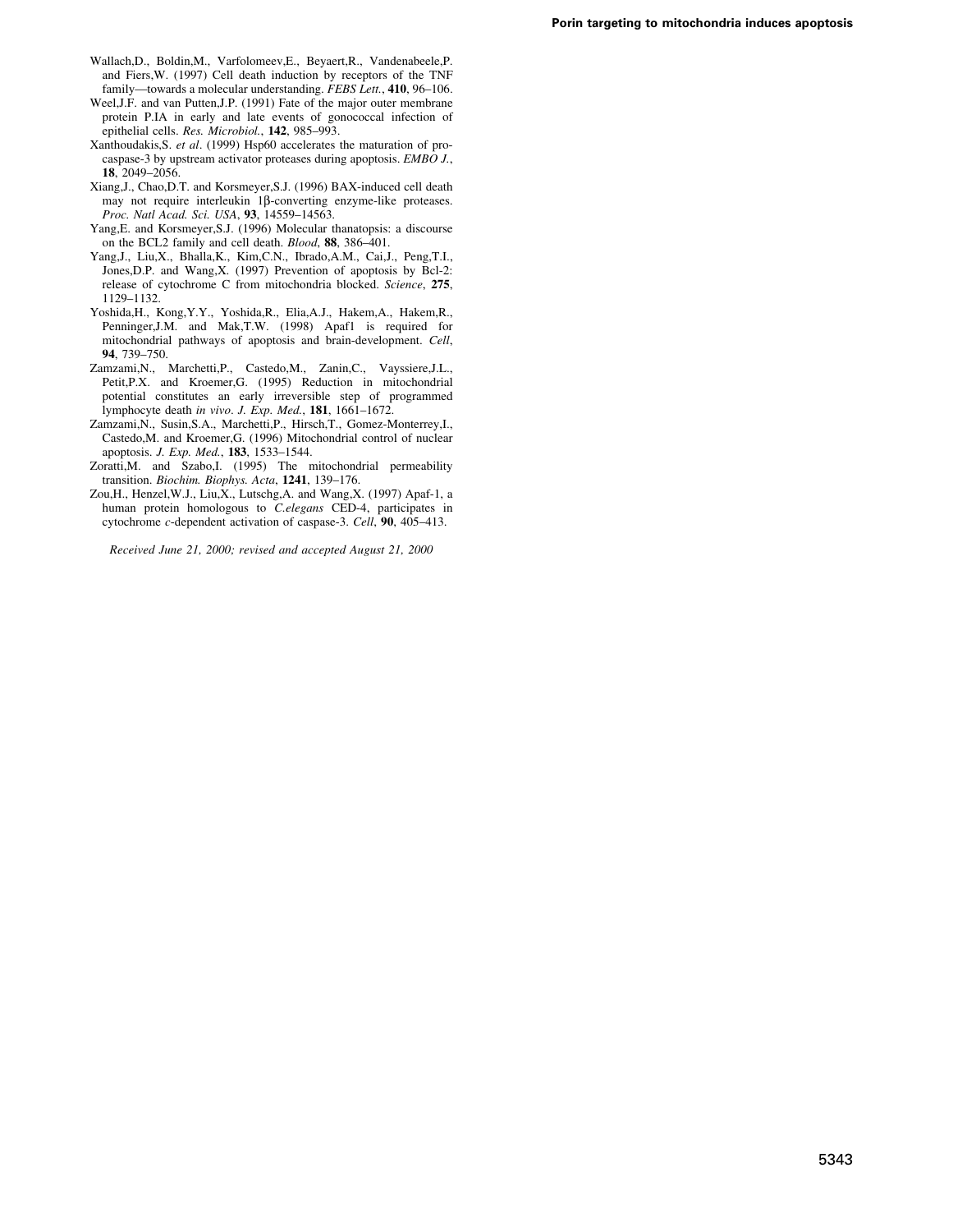Wallach,D., Boldin,M., Varfolomeev,E., Beyaert,R., Vandenabeele,P. and Fiers,W. (1997) Cell death induction by receptors of the TNF family—towards a molecular understanding. *FEBS Lett.*, **410**, 96–106.

Weel,J.F. and van Putten,J.P. (1991) Fate of the major outer membrane protein P.IA in early and late events of gonococcal infection of epithelial cells. *Res. Microbiol.*, **142**, 985–993.

Xanthoudakis,S. *et al*. (1999) Hsp60 accelerates the maturation of pro-caspase-3 by upstream activator proteases during apoptosis. *EMBO J.*, **18**, 2049–2056.

Xiang,J., Chao,D.T. and Korsmeyer,S.J. (1996) BAX-induced cell death may not require interleukin 1β-converting enzyme-like proteases. *Proc. Natl Acad. Sci. USA*, **93**, 14559–14563.

Yang,E. and Korsmeyer,S.J. (1996) Molecular thanatopsis: a discourse on the BCL2 family and cell death. *Blood*, **88**, 386–401.

Yang,J., Liu,X., Bhalla,K., Kim,C.N., Ibrado,A.M., Cai,J., Peng,T.I., Jones,D.P. and Wang,X. (1997) Prevention of apoptosis by Bcl-2: release of cytochrome C from mitochondria blocked. *Science*, **275**, 1129–1132.

Yoshida,H., Kong,Y.Y., Yoshida,R., Elia,A.J., Hakem,A., Hakem,R., Penninger,J.M. and Mak,T.W. (1998) Apaf1 is required for mitochondrial pathways of apoptosis and brain-development. *Cell*, **94**, 739–750.

Zamzami,N., Marchetti,P., Castedo,M., Zanin,C., Vayssiere,J.L., Petit,P.X. and Kroemer,G. (1995) Reduction in mitochondrial potential constitutes an early irreversible step of programmed lymphocyte death *in vivo*. *J. Exp. Med.*, **181**, 1661–1672.

Zamzami,N., Susin,S.A., Marchetti,P., Hirsch,T., Gomez-Monterrey,I., Castedo,M. and Kroemer,G. (1996) Mitochondrial control of nuclear apoptosis. *J. Exp. Med.*, **183**, 1533–1544.

Zoratti,M. and Szabo,I. (1995) The mitochondrial permeability transition. *Biochim. Biophys. Acta*, **1241**, 139–176.

Zou,H., Henzel,W.J., Liu,X., Lutschg,A. and Wang,X. (1997) Apaf-1, a human protein homologous to *C.elegans* CED-4, participates in cytochrome *c*-dependent activation of caspase-3. *Cell*, **90**, 405–413.

*Received June 21, 2000; revised and accepted August 21, 2000*